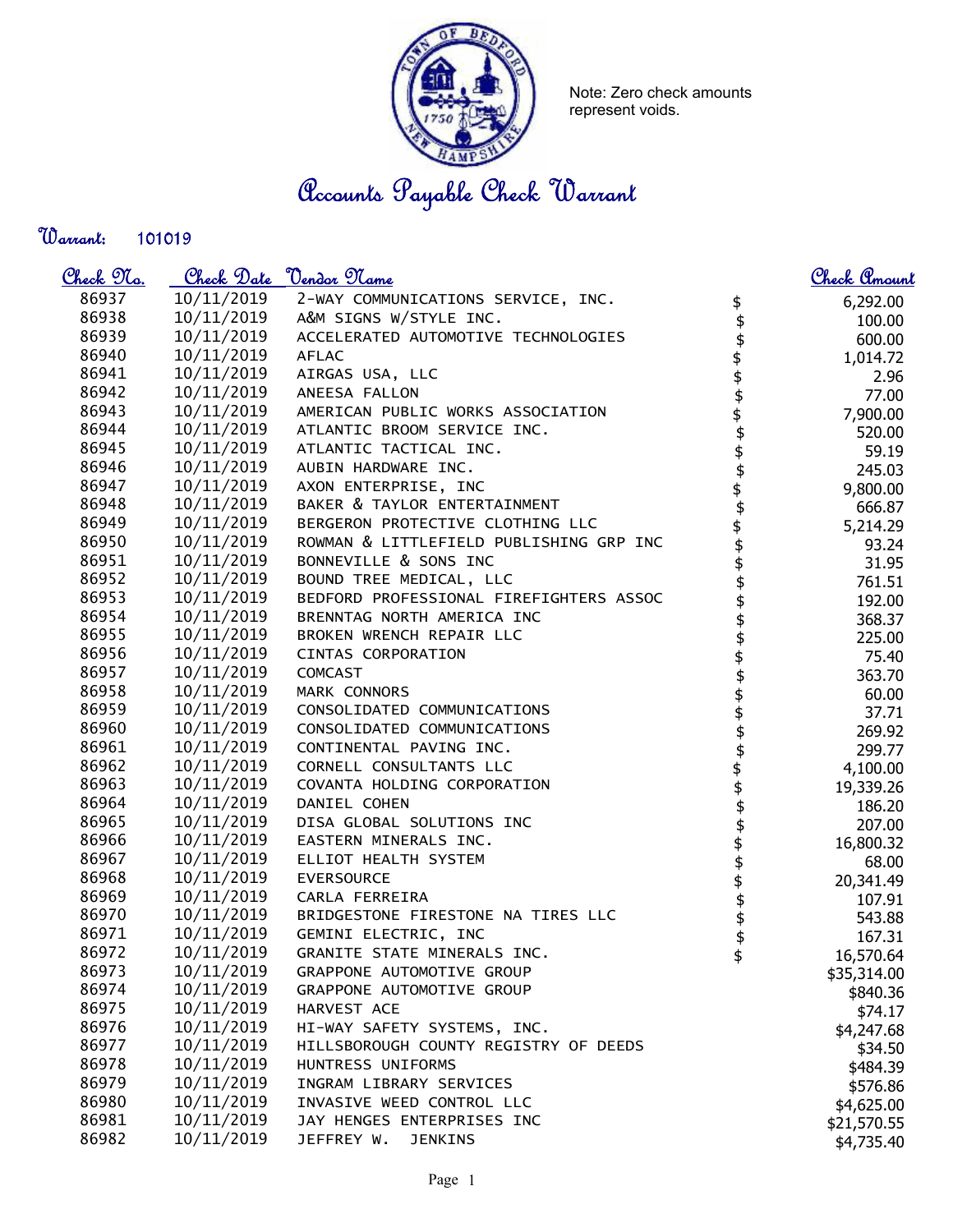Note: Zero check amounts represent voids.

# Accounts Payable Check Warrant

**Warrant:** 101019

| Check No. | Check Date | Vendor Name | Check Amount |
|---|---|---|---|
| 86937 | 10/11/2019 | 2-WAY COMMUNICATIONS SERVICE, INC. | $ 6,292.00 |
| 86938 | 10/11/2019 | A&M SIGNS W/STYLE INC. | $ 100.00 |
| 86939 | 10/11/2019 | ACCELERATED AUTOMOTIVE TECHNOLOGIES | $ 600.00 |
| 86940 | 10/11/2019 | AFLAC | $ 1,014.72 |
| 86941 | 10/11/2019 | AIRGAS USA, LLC | $ 2.96 |
| 86942 | 10/11/2019 | ANEESA FALLON | $ 77.00 |
| 86943 | 10/11/2019 | AMERICAN PUBLIC WORKS ASSOCIATION | $ 7,900.00 |
| 86944 | 10/11/2019 | ATLANTIC BROOM SERVICE INC. | $ 520.00 |
| 86945 | 10/11/2019 | ATLANTIC TACTICAL INC. | $ 59.19 |
| 86946 | 10/11/2019 | AUBIN HARDWARE INC. | $ 245.03 |
| 86947 | 10/11/2019 | AXON ENTERPRISE, INC | $ 9,800.00 |
| 86948 | 10/11/2019 | BAKER & TAYLOR ENTERTAINMENT | $ 666.87 |
| 86949 | 10/11/2019 | BERGERON PROTECTIVE CLOTHING LLC | $ 5,214.29 |
| 86950 | 10/11/2019 | ROWMAN & LITTLEFIELD PUBLISHING GRP INC | $ 93.24 |
| 86951 | 10/11/2019 | BONNEVILLE & SONS INC | $ 31.95 |
| 86952 | 10/11/2019 | BOUND TREE MEDICAL, LLC | $ 761.51 |
| 86953 | 10/11/2019 | BEDFORD PROFESSIONAL FIREFIGHTERS ASSOC | $ 192.00 |
| 86954 | 10/11/2019 | BRENNTAG NORTH AMERICA INC | $ 368.37 |
| 86955 | 10/11/2019 | BROKEN WRENCH REPAIR LLC | $ 225.00 |
| 86956 | 10/11/2019 | CINTAS CORPORATION | $ 75.40 |
| 86957 | 10/11/2019 | COMCAST | $ 363.70 |
| 86958 | 10/11/2019 | MARK CONNORS | $ 60.00 |
| 86959 | 10/11/2019 | CONSOLIDATED COMMUNICATIONS | $ 37.71 |
| 86960 | 10/11/2019 | CONSOLIDATED COMMUNICATIONS | $ 269.92 |
| 86961 | 10/11/2019 | CONTINENTAL PAVING INC. | $ 299.77 |
| 86962 | 10/11/2019 | CORNELL CONSULTANTS LLC | $ 4,100.00 |
| 86963 | 10/11/2019 | COVANTA HOLDING CORPORATION | $ 19,339.26 |
| 86964 | 10/11/2019 | DANIEL COHEN | $ 186.20 |
| 86965 | 10/11/2019 | DISA GLOBAL SOLUTIONS INC | $ 207.00 |
| 86966 | 10/11/2019 | EASTERN MINERALS INC. | $ 16,800.32 |
| 86967 | 10/11/2019 | ELLIOT HEALTH SYSTEM | $ 68.00 |
| 86968 | 10/11/2019 | EVERSOURCE | $ 20,341.49 |
| 86969 | 10/11/2019 | CARLA FERREIRA | $ 107.91 |
| 86970 | 10/11/2019 | BRIDGESTONE FIRESTONE NA TIRES LLC | $ 543.88 |
| 86971 | 10/11/2019 | GEMINI ELECTRIC, INC | $ 167.31 |
| 86972 | 10/11/2019 | GRANITE STATE MINERALS INC. | $ 16,570.64 |
| 86973 | 10/11/2019 | GRAPPONE AUTOMOTIVE GROUP | $35,314.00 |
| 86974 | 10/11/2019 | GRAPPONE AUTOMOTIVE GROUP | $840.36 |
| 86975 | 10/11/2019 | HARVEST ACE | $74.17 |
| 86976 | 10/11/2019 | HI-WAY SAFETY SYSTEMS, INC. | $4,247.68 |
| 86977 | 10/11/2019 | HILLSBOROUGH COUNTY REGISTRY OF DEEDS | $34.50 |
| 86978 | 10/11/2019 | HUNTRESS UNIFORMS | $484.39 |
| 86979 | 10/11/2019 | INGRAM LIBRARY SERVICES | $576.86 |
| 86980 | 10/11/2019 | INVASIVE WEED CONTROL LLC | $4,625.00 |
| 86981 | 10/11/2019 | JAY HENGES ENTERPRISES INC | $21,570.55 |
| 86982 | 10/11/2019 | JEFFREY W. JENKINS | $4,735.40 |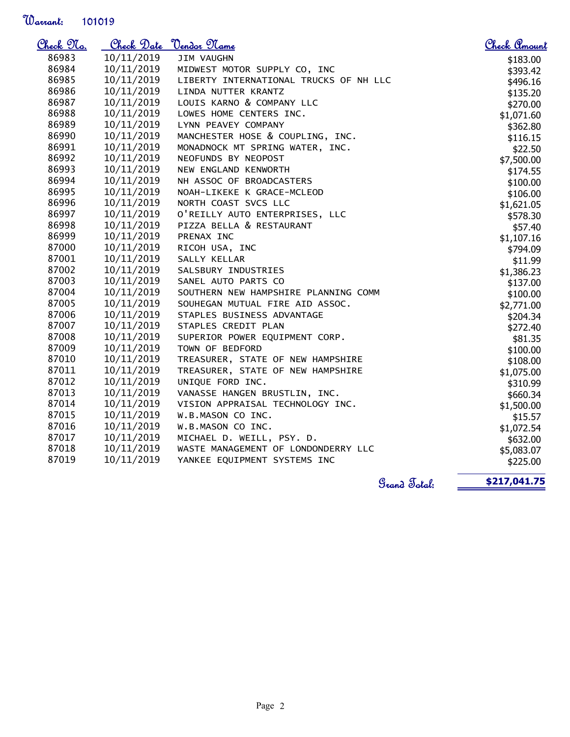**Warrant:** 101019

| Check No. | Check Date | Vendor Name | Check Amount |
|---|---|---|---|
| 86983 | 10/11/2019 | JIM VAUGHN | $183.00 |
| 86984 | 10/11/2019 | MIDWEST MOTOR SUPPLY CO, INC | $393.42 |
| 86985 | 10/11/2019 | LIBERTY INTERNATIONAL TRUCKS OF NH LLC | $496.16 |
| 86986 | 10/11/2019 | LINDA NUTTER KRANTZ | $135.20 |
| 86987 | 10/11/2019 | LOUIS KARNO & COMPANY LLC | $270.00 |
| 86988 | 10/11/2019 | LOWES HOME CENTERS INC. | $1,071.60 |
| 86989 | 10/11/2019 | LYNN PEAVEY COMPANY | $362.80 |
| 86990 | 10/11/2019 | MANCHESTER HOSE & COUPLING, INC. | $116.15 |
| 86991 | 10/11/2019 | MONADNOCK MT SPRING WATER, INC. | $22.50 |
| 86992 | 10/11/2019 | NEOFUNDS BY NEOPOST | $7,500.00 |
| 86993 | 10/11/2019 | NEW ENGLAND KENWORTH | $174.55 |
| 86994 | 10/11/2019 | NH ASSOC OF BROADCASTERS | $100.00 |
| 86995 | 10/11/2019 | NOAH-LIKEKE K GRACE-MCLEOD | $106.00 |
| 86996 | 10/11/2019 | NORTH COAST SVCS LLC | $1,621.05 |
| 86997 | 10/11/2019 | O'REILLY AUTO ENTERPRISES, LLC | $578.30 |
| 86998 | 10/11/2019 | PIZZA BELLA & RESTAURANT | $57.40 |
| 86999 | 10/11/2019 | PRENAX INC | $1,107.16 |
| 87000 | 10/11/2019 | RICOH USA, INC | $794.09 |
| 87001 | 10/11/2019 | SALLY KELLAR | $11.99 |
| 87002 | 10/11/2019 | SALSBURY INDUSTRIES | $1,386.23 |
| 87003 | 10/11/2019 | SANEL AUTO PARTS CO | $137.00 |
| 87004 | 10/11/2019 | SOUTHERN NEW HAMPSHIRE PLANNING COMM | $100.00 |
| 87005 | 10/11/2019 | SOUHEGAN MUTUAL FIRE AID ASSOC. | $2,771.00 |
| 87006 | 10/11/2019 | STAPLES BUSINESS ADVANTAGE | $204.34 |
| 87007 | 10/11/2019 | STAPLES CREDIT PLAN | $272.40 |
| 87008 | 10/11/2019 | SUPERIOR POWER EQUIPMENT CORP. | $81.35 |
| 87009 | 10/11/2019 | TOWN OF BEDFORD | $100.00 |
| 87010 | 10/11/2019 | TREASURER, STATE OF NEW HAMPSHIRE | $108.00 |
| 87011 | 10/11/2019 | TREASURER, STATE OF NEW HAMPSHIRE | $1,075.00 |
| 87012 | 10/11/2019 | UNIQUE FORD INC. | $310.99 |
| 87013 | 10/11/2019 | VANASSE HANGEN BRUSTLIN, INC. | $660.34 |
| 87014 | 10/11/2019 | VISION APPRAISAL TECHNOLOGY INC. | $1,500.00 |
| 87015 | 10/11/2019 | W.B.MASON CO INC. | $15.57 |
| 87016 | 10/11/2019 | W.B.MASON CO INC. | $1,072.54 |
| 87017 | 10/11/2019 | MICHAEL D. WEILL, PSY. D. | $632.00 |
| 87018 | 10/11/2019 | WASTE MANAGEMENT OF LONDONDERRY LLC | $5,083.07 |
| 87019 | 10/11/2019 | YANKEE EQUIPMENT SYSTEMS INC | $225.00 |
| | | **Grand Total:** | **$217,041.75** |